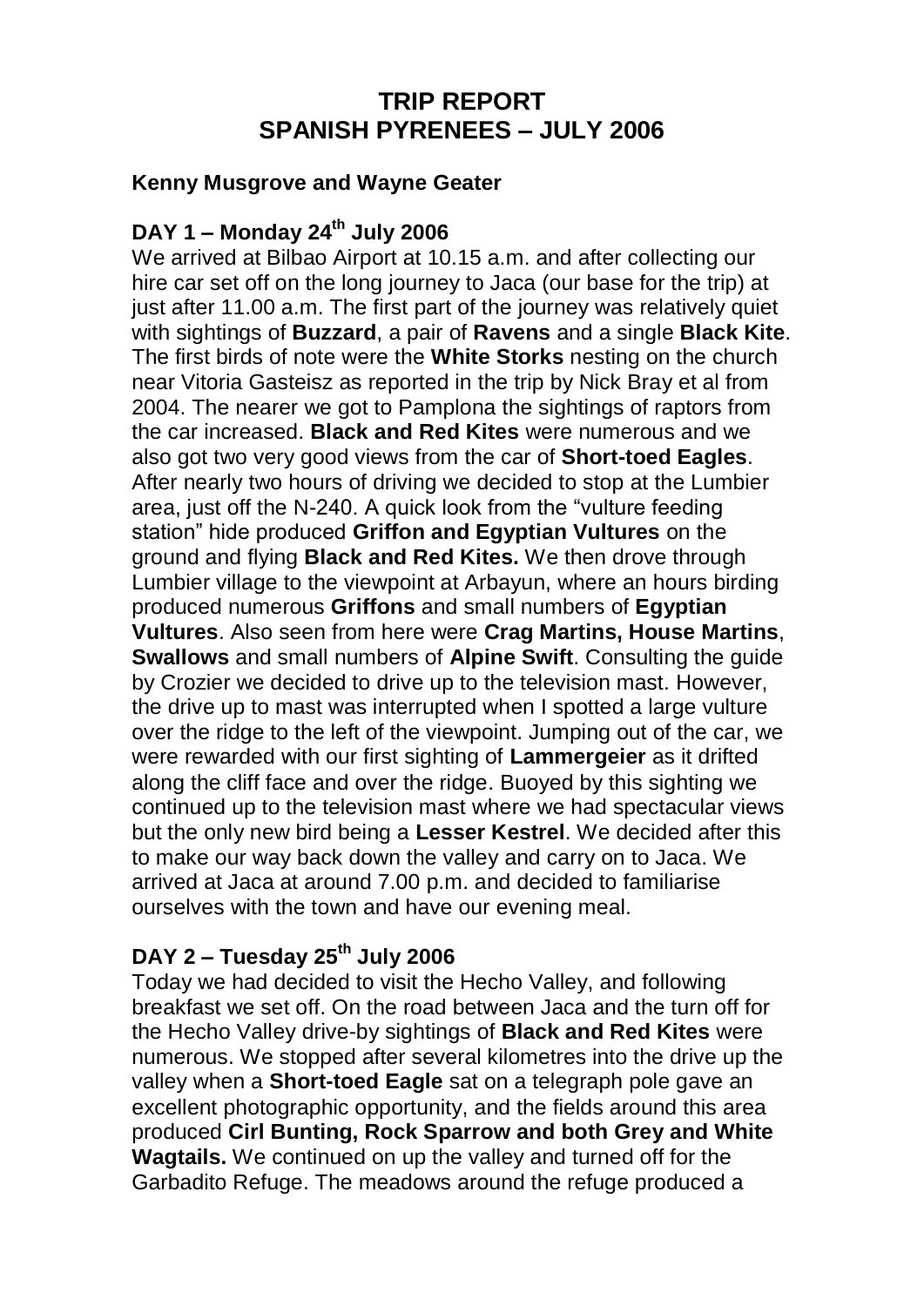# TRIP REPORT
# SPANISH PYRENEES – JULY 2006

**Kenny Musgrove and Wayne Geater**

## DAY 1 – Monday 24th July 2006

We arrived at Bilbao Airport at 10.15 a.m. and after collecting our hire car set off on the long journey to Jaca (our base for the trip) at just after 11.00 a.m. The first part of the journey was relatively quiet with sightings of **Buzzard**, a pair of **Ravens** and a single **Black Kite**. The first birds of note were the **White Storks** nesting on the church near Vitoria Gasteisz as reported in the trip by Nick Bray et al from 2004. The nearer we got to Pamplona the sightings of raptors from the car increased. **Black and Red Kites** were numerous and we also got two very good views from the car of **Short-toed Eagles**. After nearly two hours of driving we decided to stop at the Lumbier area, just off the N-240. A quick look from the "vulture feeding station" hide produced **Griffon and Egyptian Vultures** on the ground and flying **Black and Red Kites.** We then drove through Lumbier village to the viewpoint at Arbayun, where an hours birding produced numerous **Griffons** and small numbers of **Egyptian Vultures**. Also seen from here were **Crag Martins, House Martins**, **Swallows** and small numbers of **Alpine Swift**. Consulting the guide by Crozier we decided to drive up to the television mast. However, the drive up to mast was interrupted when I spotted a large vulture over the ridge to the left of the viewpoint. Jumping out of the car, we were rewarded with our first sighting of **Lammergeier** as it drifted along the cliff face and over the ridge. Buoyed by this sighting we continued up to the television mast where we had spectacular views but the only new bird being a **Lesser Kestrel**. We decided after this to make our way back down the valley and carry on to Jaca. We arrived at Jaca at around 7.00 p.m. and decided to familiarise ourselves with the town and have our evening meal.

## DAY 2 – Tuesday 25th July 2006

Today we had decided to visit the Hecho Valley, and following breakfast we set off. On the road between Jaca and the turn off for the Hecho Valley drive-by sightings of **Black and Red Kites** were numerous. We stopped after several kilometres into the drive up the valley when a **Short-toed Eagle** sat on a telegraph pole gave an excellent photographic opportunity, and the fields around this area produced **Cirl Bunting, Rock Sparrow and both Grey and White Wagtails.** We continued on up the valley and turned off for the Garbadito Refuge. The meadows around the refuge produced a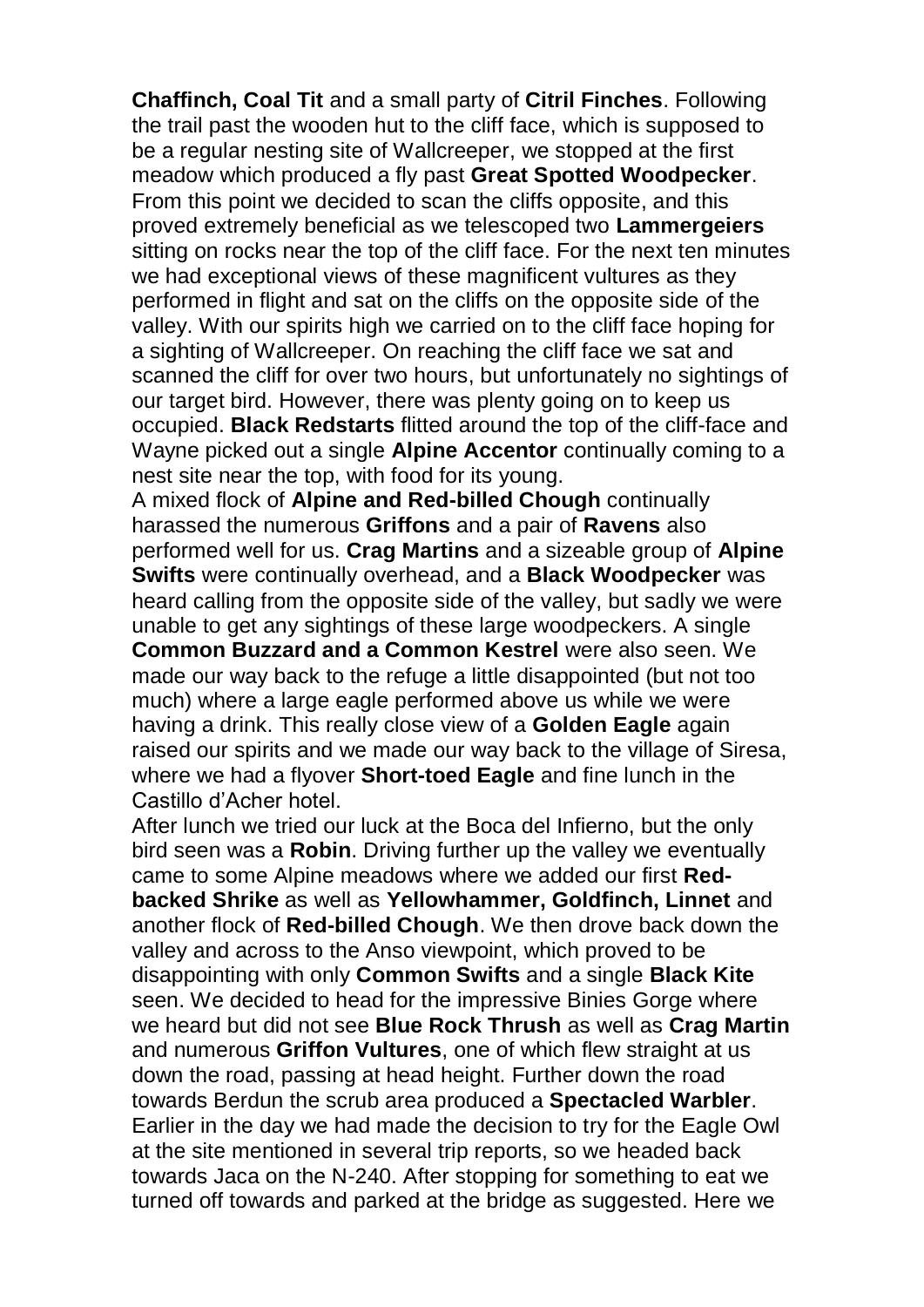**Chaffinch, Coal Tit** and a small party of **Citril Finches**. Following the trail past the wooden hut to the cliff face, which is supposed to be a regular nesting site of Wallcreeper, we stopped at the first meadow which produced a fly past **Great Spotted Woodpecker**. From this point we decided to scan the cliffs opposite, and this proved extremely beneficial as we telescoped two **Lammergeiers** sitting on rocks near the top of the cliff face. For the next ten minutes we had exceptional views of these magnificent vultures as they performed in flight and sat on the cliffs on the opposite side of the valley. With our spirits high we carried on to the cliff face hoping for a sighting of Wallcreeper. On reaching the cliff face we sat and scanned the cliff for over two hours, but unfortunately no sightings of our target bird. However, there was plenty going on to keep us occupied. **Black Redstarts** flitted around the top of the cliff-face and Wayne picked out a single **Alpine Accentor** continually coming to a nest site near the top, with food for its young.

A mixed flock of **Alpine and Red-billed Chough** continually harassed the numerous **Griffons** and a pair of **Ravens** also performed well for us. **Crag Martins** and a sizeable group of **Alpine Swifts** were continually overhead, and a **Black Woodpecker** was heard calling from the opposite side of the valley, but sadly we were unable to get any sightings of these large woodpeckers. A single **Common Buzzard and a Common Kestrel** were also seen. We made our way back to the refuge a little disappointed (but not too much) where a large eagle performed above us while we were having a drink. This really close view of a **Golden Eagle** again raised our spirits and we made our way back to the village of Siresa, where we had a flyover **Short-toed Eagle** and fine lunch in the Castillo d'Acher hotel.

After lunch we tried our luck at the Boca del Infierno, but the only bird seen was a **Robin**. Driving further up the valley we eventually came to some Alpine meadows where we added our first **Red-backed Shrike** as well as **Yellowhammer, Goldfinch, Linnet** and another flock of **Red-billed Chough**. We then drove back down the valley and across to the Anso viewpoint, which proved to be disappointing with only **Common Swifts** and a single **Black Kite** seen. We decided to head for the impressive Binies Gorge where we heard but did not see **Blue Rock Thrush** as well as **Crag Martin** and numerous **Griffon Vultures**, one of which flew straight at us down the road, passing at head height. Further down the road towards Berdun the scrub area produced a **Spectacled Warbler**. Earlier in the day we had made the decision to try for the Eagle Owl at the site mentioned in several trip reports, so we headed back towards Jaca on the N-240. After stopping for something to eat we turned off towards and parked at the bridge as suggested. Here we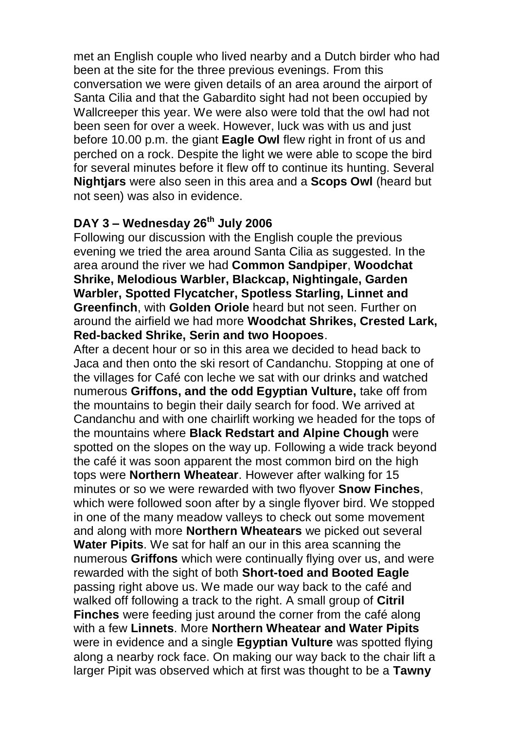met an English couple who lived nearby and a Dutch birder who had been at the site for the three previous evenings. From this conversation we were given details of an area around the airport of Santa Cilia and that the Gabardito sight had not been occupied by Wallcreeper this year. We were also were told that the owl had not been seen for over a week. However, luck was with us and just before 10.00 p.m. the giant **Eagle Owl** flew right in front of us and perched on a rock. Despite the light we were able to scope the bird for several minutes before it flew off to continue its hunting. Several **Nightjars** were also seen in this area and a **Scops Owl** (heard but not seen) was also in evidence.

## DAY 3 – Wednesday 26th July 2006

Following our discussion with the English couple the previous evening we tried the area around Santa Cilia as suggested. In the area around the river we had **Common Sandpiper**, **Woodchat Shrike, Melodious Warbler, Blackcap, Nightingale, Garden Warbler, Spotted Flycatcher, Spotless Starling, Linnet and Greenfinch**, with **Golden Oriole** heard but not seen. Further on around the airfield we had more **Woodchat Shrikes, Crested Lark, Red-backed Shrike, Serin and two Hoopoes**.

After a decent hour or so in this area we decided to head back to Jaca and then onto the ski resort of Candanchu. Stopping at one of the villages for Café con leche we sat with our drinks and watched numerous **Griffons, and the odd Egyptian Vulture,** take off from the mountains to begin their daily search for food. We arrived at Candanchu and with one chairlift working we headed for the tops of the mountains where **Black Redstart and Alpine Chough** were spotted on the slopes on the way up. Following a wide track beyond the café it was soon apparent the most common bird on the high tops were **Northern Wheatear**. However after walking for 15 minutes or so we were rewarded with two flyover **Snow Finches**, which were followed soon after by a single flyover bird. We stopped in one of the many meadow valleys to check out some movement and along with more **Northern Wheatears** we picked out several **Water Pipits**. We sat for half an our in this area scanning the numerous **Griffons** which were continually flying over us, and were rewarded with the sight of both **Short-toed and Booted Eagle** passing right above us. We made our way back to the café and walked off following a track to the right. A small group of **Citril Finches** were feeding just around the corner from the café along with a few **Linnets**. More **Northern Wheatear and Water Pipits** were in evidence and a single **Egyptian Vulture** was spotted flying along a nearby rock face. On making our way back to the chair lift a larger Pipit was observed which at first was thought to be a **Tawny**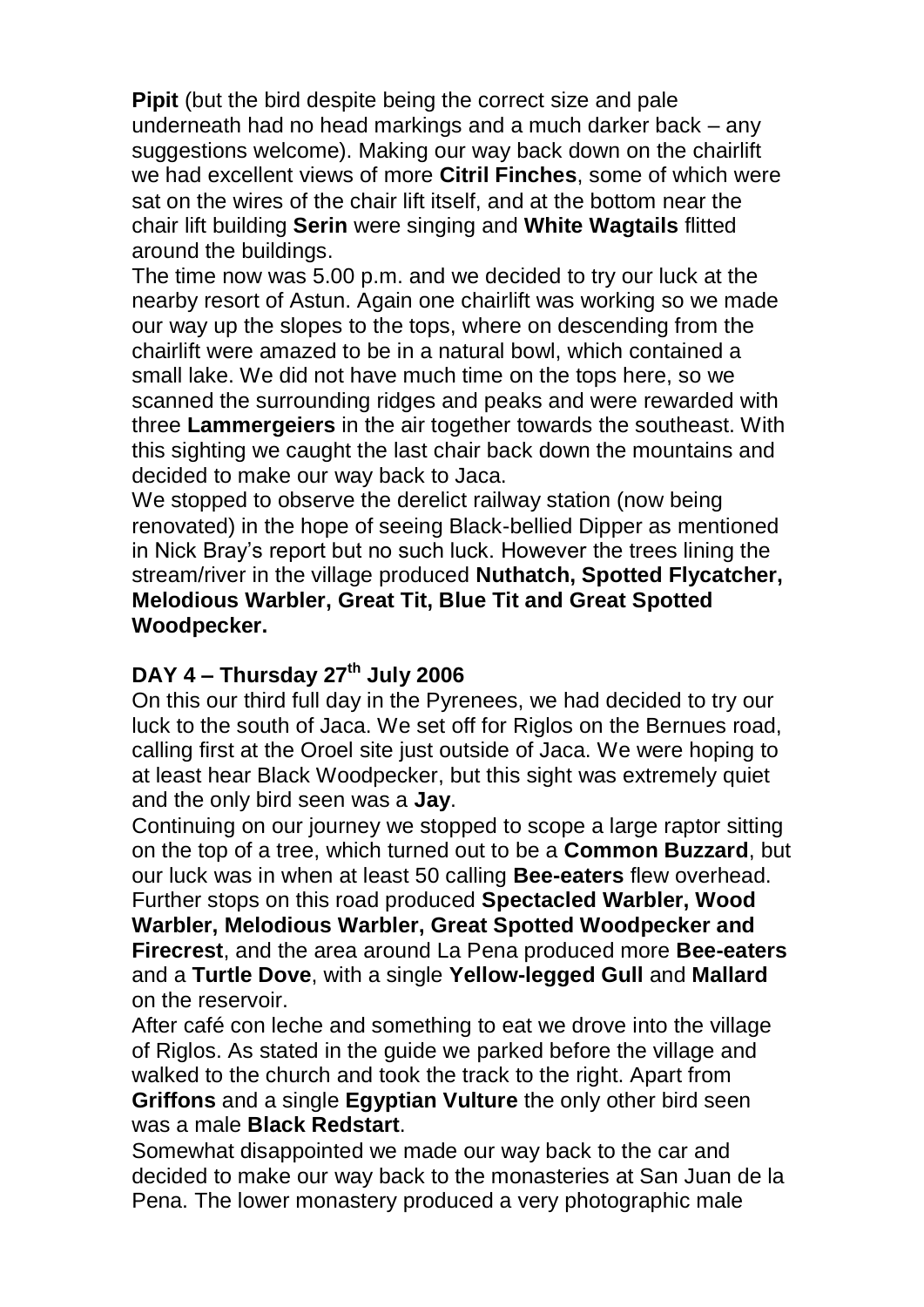**Pipit** (but the bird despite being the correct size and pale underneath had no head markings and a much darker back – any suggestions welcome). Making our way back down on the chairlift we had excellent views of more **Citril Finches**, some of which were sat on the wires of the chair lift itself, and at the bottom near the chair lift building **Serin** were singing and **White Wagtails** flitted around the buildings.

The time now was 5.00 p.m. and we decided to try our luck at the nearby resort of Astun. Again one chairlift was working so we made our way up the slopes to the tops, where on descending from the chairlift were amazed to be in a natural bowl, which contained a small lake. We did not have much time on the tops here, so we scanned the surrounding ridges and peaks and were rewarded with three **Lammergeiers** in the air together towards the southeast. With this sighting we caught the last chair back down the mountains and decided to make our way back to Jaca.

We stopped to observe the derelict railway station (now being renovated) in the hope of seeing Black-bellied Dipper as mentioned in Nick Bray's report but no such luck. However the trees lining the stream/river in the village produced **Nuthatch, Spotted Flycatcher, Melodious Warbler, Great Tit, Blue Tit and Great Spotted Woodpecker.**

## DAY 4 – Thursday 27th July 2006

On this our third full day in the Pyrenees, we had decided to try our luck to the south of Jaca. We set off for Riglos on the Bernues road, calling first at the Oroel site just outside of Jaca. We were hoping to at least hear Black Woodpecker, but this sight was extremely quiet and the only bird seen was a **Jay**.

Continuing on our journey we stopped to scope a large raptor sitting on the top of a tree, which turned out to be a **Common Buzzard**, but our luck was in when at least 50 calling **Bee-eaters** flew overhead. Further stops on this road produced **Spectacled Warbler, Wood Warbler, Melodious Warbler, Great Spotted Woodpecker and Firecrest**, and the area around La Pena produced more **Bee-eaters** and a **Turtle Dove**, with a single **Yellow-legged Gull** and **Mallard** on the reservoir.

After café con leche and something to eat we drove into the village of Riglos. As stated in the guide we parked before the village and walked to the church and took the track to the right. Apart from **Griffons** and a single **Egyptian Vulture** the only other bird seen was a male **Black Redstart**.

Somewhat disappointed we made our way back to the car and decided to make our way back to the monasteries at San Juan de la Pena. The lower monastery produced a very photographic male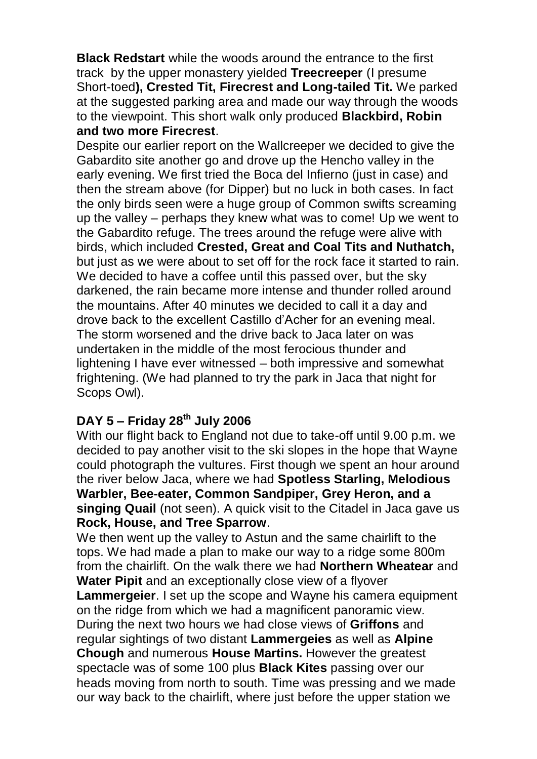**Black Redstart** while the woods around the entrance to the first track by the upper monastery yielded **Treecreeper** (I presume Short-toed**), Crested Tit, Firecrest and Long-tailed Tit.** We parked at the suggested parking area and made our way through the woods to the viewpoint. This short walk only produced **Blackbird, Robin and two more Firecrest**.

Despite our earlier report on the Wallcreeper we decided to give the Gabardito site another go and drove up the Hencho valley in the early evening. We first tried the Boca del Infierno (just in case) and then the stream above (for Dipper) but no luck in both cases. In fact the only birds seen were a huge group of Common swifts screaming up the valley – perhaps they knew what was to come! Up we went to the Gabardito refuge. The trees around the refuge were alive with birds, which included **Crested, Great and Coal Tits and Nuthatch,** but just as we were about to set off for the rock face it started to rain. We decided to have a coffee until this passed over, but the sky darkened, the rain became more intense and thunder rolled around the mountains. After 40 minutes we decided to call it a day and drove back to the excellent Castillo d'Acher for an evening meal. The storm worsened and the drive back to Jaca later on was undertaken in the middle of the most ferocious thunder and lightening I have ever witnessed – both impressive and somewhat frightening. (We had planned to try the park in Jaca that night for Scops Owl).

## DAY 5 – Friday 28th July 2006

With our flight back to England not due to take-off until 9.00 p.m. we decided to pay another visit to the ski slopes in the hope that Wayne could photograph the vultures. First though we spent an hour around the river below Jaca, where we had **Spotless Starling, Melodious Warbler, Bee-eater, Common Sandpiper, Grey Heron, and a singing Quail** (not seen). A quick visit to the Citadel in Jaca gave us **Rock, House, and Tree Sparrow**.

We then went up the valley to Astun and the same chairlift to the tops. We had made a plan to make our way to a ridge some 800m from the chairlift. On the walk there we had **Northern Wheatear** and **Water Pipit** and an exceptionally close view of a flyover **Lammergeier**. I set up the scope and Wayne his camera equipment on the ridge from which we had a magnificent panoramic view. During the next two hours we had close views of **Griffons** and regular sightings of two distant **Lammergeies** as well as **Alpine Chough** and numerous **House Martins.** However the greatest spectacle was of some 100 plus **Black Kites** passing over our heads moving from north to south. Time was pressing and we made our way back to the chairlift, where just before the upper station we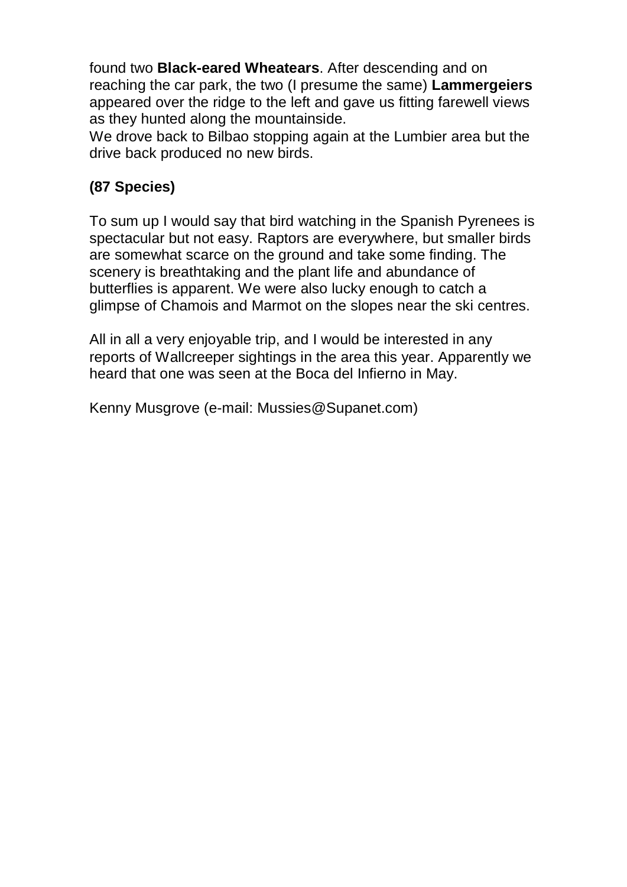found two **Black-eared Wheatears**. After descending and on reaching the car park, the two (I presume the same) **Lammergeiers** appeared over the ridge to the left and gave us fitting farewell views as they hunted along the mountainside.
We drove back to Bilbao stopping again at the Lumbier area but the drive back produced no new birds.

**(87 Species)**

To sum up I would say that bird watching in the Spanish Pyrenees is spectacular but not easy. Raptors are everywhere, but smaller birds are somewhat scarce on the ground and take some finding. The scenery is breathtaking and the plant life and abundance of butterflies is apparent. We were also lucky enough to catch a glimpse of Chamois and Marmot on the slopes near the ski centres.

All in all a very enjoyable trip, and I would be interested in any reports of Wallcreeper sightings in the area this year. Apparently we heard that one was seen at the Boca del Infierno in May.

Kenny Musgrove (e-mail: Mussies@Supanet.com)